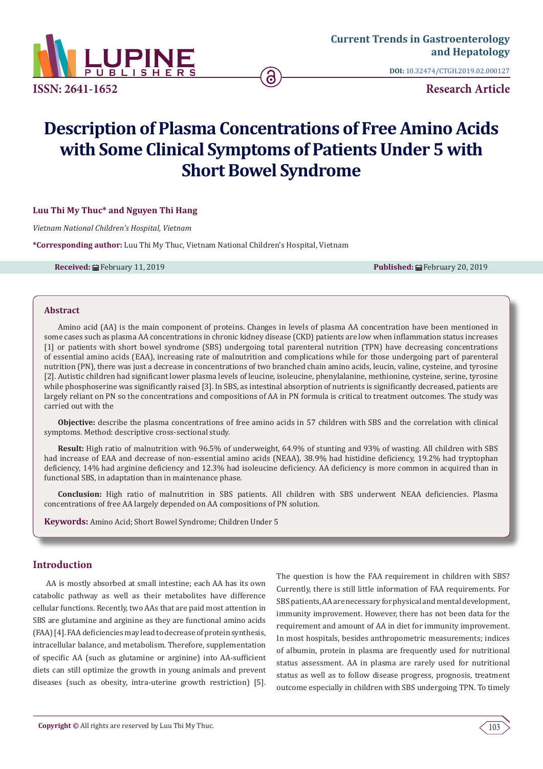Current Trends in Gastroenterology and Hepatology

DOI: 10.32474/CTGH.2019.02.000127

ISSN: 2641-1652

Research Article

# Description of Plasma Concentrations of Free Amino Acids with Some Clinical Symptoms of Patients Under 5 with Short Bowel Syndrome

**Luu Thi My Thuc\* and Nguyen Thi Hang**

*Vietnam National Children's Hospital, Vietnam*

**\*Corresponding author:** Luu Thi My Thuc, Vietnam National Children's Hospital, Vietnam

**Received:** February 11, 2019 **Published:** February 20, 2019

## Abstract

Amino acid (AA) is the main component of proteins. Changes in levels of plasma AA concentration have been mentioned in some cases such as plasma AA concentrations in chronic kidney disease (CKD) patients are low when inflammation status increases [1] or patients with short bowel syndrome (SBS) undergoing total parenteral nutrition (TPN) have decreasing concentrations of essential amino acids (EAA), increasing rate of malnutrition and complications while for those undergoing part of parenteral nutrition (PN), there was just a decrease in concentrations of two branched chain amino acids, leucin, valine, cysteine, and tyrosine [2]. Autistic children had significant lower plasma levels of leucine, isoleucine, phenylalanine, methionine, cysteine, serine, tyrosine while phosphoserine was significantly raised [3]. In SBS, as intestinal absorption of nutrients is significantly decreased, patients are largely reliant on PN so the concentrations and compositions of AA in PN formula is critical to treatment outcomes. The study was carried out with the

**Objective:** describe the plasma concentrations of free amino acids in 57 children with SBS and the correlation with clinical symptoms. Method: descriptive cross-sectional study.

**Result:** High ratio of malnutrition with 96.5% of underweight, 64.9% of stunting and 93% of wasting. All children with SBS had increase of EAA and decrease of non-essential amino acids (NEAA), 38.9% had histidine deficiency, 19.2% had tryptophan deficiency, 14% had arginine deficiency and 12.3% had isoleucine deficiency. AA deficiency is more common in acquired than in functional SBS, in adaptation than in maintenance phase.

**Conclusion:** High ratio of malnutrition in SBS patients. All children with SBS underwent NEAA deficiencies. Plasma concentrations of free AA largely depended on AA compositions of PN solution.

**Keywords:** Amino Acid; Short Bowel Syndrome; Children Under 5

## Introduction

AA is mostly absorbed at small intestine; each AA has its own catabolic pathway as well as their metabolites have difference cellular functions. Recently, two AAs that are paid most attention in SBS are glutamine and arginine as they are functional amino acids (FAA) [4]. FAA deficiencies may lead to decrease of protein synthesis, intracellular balance, and metabolism. Therefore, supplementation of specific AA (such as glutamine or arginine) into AA-sufficient diets can still optimize the growth in young animals and prevent diseases (such as obesity, intra-uterine growth restriction) [5]. The question is how the FAA requirement in children with SBS? Currently, there is still little information of FAA requirements. For SBS patients, AA are necessary for physical and mental development, immunity improvement. However, there has not been data for the requirement and amount of AA in diet for immunity improvement. In most hospitals, besides anthropometric measurements; indices of albumin, protein in plasma are frequently used for nutritional status assessment. AA in plasma are rarely used for nutritional status as well as to follow disease progress, prognosis, treatment outcome especially in children with SBS undergoing TPN. To timely

**Copyright ©** All rights are reserved by Luu Thi My Thuc.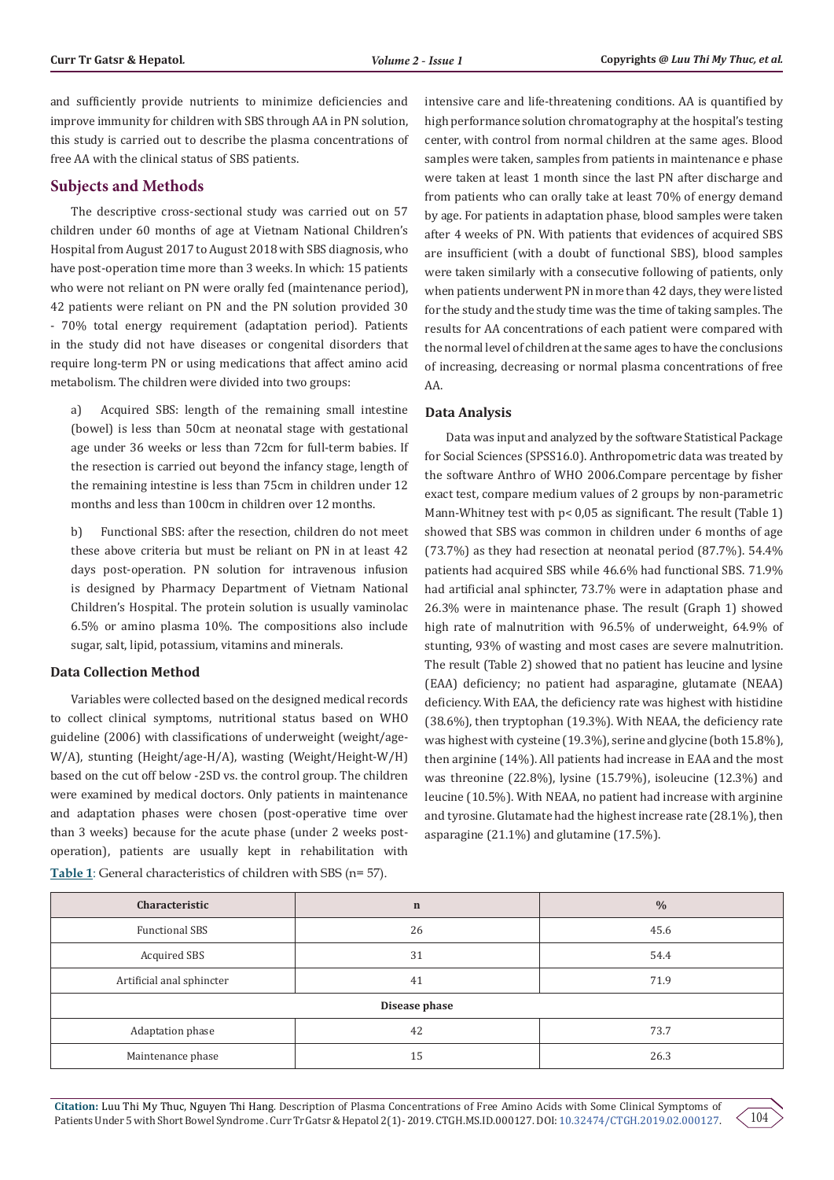and sufficiently provide nutrients to minimize deficiencies and improve immunity for children with SBS through AA in PN solution, this study is carried out to describe the plasma concentrations of free AA with the clinical status of SBS patients.

## Subjects and Methods

The descriptive cross-sectional study was carried out on 57 children under 60 months of age at Vietnam National Children's Hospital from August 2017 to August 2018 with SBS diagnosis, who have post-operation time more than 3 weeks. In which: 15 patients who were not reliant on PN were orally fed (maintenance period), 42 patients were reliant on PN and the PN solution provided 30 - 70% total energy requirement (adaptation period). Patients in the study did not have diseases or congenital disorders that require long-term PN or using medications that affect amino acid metabolism. The children were divided into two groups:

a) Acquired SBS: length of the remaining small intestine (bowel) is less than 50cm at neonatal stage with gestational age under 36 weeks or less than 72cm for full-term babies. If the resection is carried out beyond the infancy stage, length of the remaining intestine is less than 75cm in children under 12 months and less than 100cm in children over 12 months.

b) Functional SBS: after the resection, children do not meet these above criteria but must be reliant on PN in at least 42 days post-operation. PN solution for intravenous infusion is designed by Pharmacy Department of Vietnam National Children's Hospital. The protein solution is usually vaminolac 6.5% or amino plasma 10%. The compositions also include sugar, salt, lipid, potassium, vitamins and minerals.

### Data Collection Method

Variables were collected based on the designed medical records to collect clinical symptoms, nutritional status based on WHO guideline (2006) with classifications of underweight (weight/age-W/A), stunting (Height/age-H/A), wasting (Weight/Height-W/H) based on the cut off below -2SD vs. the control group. The children were examined by medical doctors. Only patients in maintenance and adaptation phases were chosen (post-operative time over than 3 weeks) because for the acute phase (under 2 weeks post-operation), patients are usually kept in rehabilitation with intensive care and life-threatening conditions. AA is quantified by high performance solution chromatography at the hospital's testing center, with control from normal children at the same ages. Blood samples were taken, samples from patients in maintenance e phase were taken at least 1 month since the last PN after discharge and from patients who can orally take at least 70% of energy demand by age. For patients in adaptation phase, blood samples were taken after 4 weeks of PN. With patients that evidences of acquired SBS are insufficient (with a doubt of functional SBS), blood samples were taken similarly with a consecutive following of patients, only when patients underwent PN in more than 42 days, they were listed for the study and the study time was the time of taking samples. The results for AA concentrations of each patient were compared with the normal level of children at the same ages to have the conclusions of increasing, decreasing or normal plasma concentrations of free AA.

### Data Analysis

Data was input and analyzed by the software Statistical Package for Social Sciences (SPSS16.0). Anthropometric data was treated by the software Anthro of WHO 2006.Compare percentage by fisher exact test, compare medium values of 2 groups by non-parametric Mann-Whitney test with p< 0,05 as significant. The result (Table 1) showed that SBS was common in children under 6 months of age (73.7%) as they had resection at neonatal period (87.7%). 54.4% patients had acquired SBS while 46.6% had functional SBS. 71.9% had artificial anal sphincter, 73.7% were in adaptation phase and 26.3% were in maintenance phase. The result (Graph 1) showed high rate of malnutrition with 96.5% of underweight, 64.9% of stunting, 93% of wasting and most cases are severe malnutrition. The result (Table 2) showed that no patient has leucine and lysine (EAA) deficiency; no patient had asparagine, glutamate (NEAA) deficiency. With EAA, the deficiency rate was highest with histidine (38.6%), then tryptophan (19.3%). With NEAA, the deficiency rate was highest with cysteine (19.3%), serine and glycine (both 15.8%), then arginine (14%). All patients had increase in EAA and the most was threonine (22.8%), lysine (15.79%), isoleucine (12.3%) and leucine (10.5%). With NEAA, no patient had increase with arginine and tyrosine. Glutamate had the highest increase rate (28.1%), then asparagine (21.1%) and glutamine (17.5%).

**Table 1**: General characteristics of children with SBS (n= 57).

| Characteristic | n | % |
|---|---|---|
| Functional SBS | 26 | 45.6 |
| Acquired SBS | 31 | 54.4 |
| Artificial anal sphincter | 41 | 71.9 |
| **Disease phase** | | |
| Adaptation phase | 42 | 73.7 |
| Maintenance phase | 15 | 26.3 |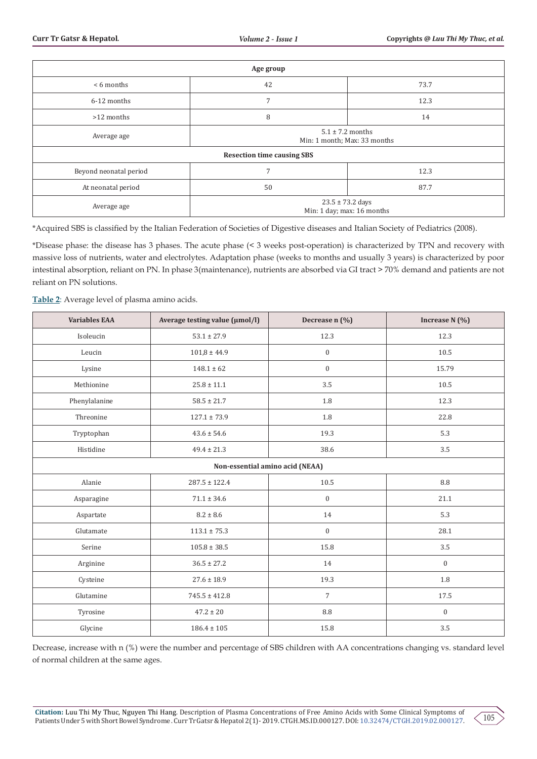| Age group | | |
|---|---|---|
| < 6 months | 42 | 73.7 |
| 6-12 months | 7 | 12.3 |
| >12 months | 8 | 14 |
| Average age | 5.1 ± 7.2 months<br>Min: 1 month; Max: 33 months | |
| **Resection time causing SBS** | | |
| Beyond neonatal period | 7 | 12.3 |
| At neonatal period | 50 | 87.7 |
| Average age | 23.5 ± 73.2 days<br>Min: 1 day; max: 16 months | |

*Acquired SBS is classified by the Italian Federation of Societies of Digestive diseases and Italian Society of Pediatrics (2008).

*Disease phase: the disease has 3 phases. The acute phase (< 3 weeks post-operation) is characterized by TPN and recovery with massive loss of nutrients, water and electrolytes. Adaptation phase (weeks to months and usually 3 years) is characterized by poor intestinal absorption, reliant on PN. In phase 3(maintenance), nutrients are absorbed via GI tract > 70% demand and patients are not reliant on PN solutions.

**Table 2**: Average level of plasma amino acids.

| Variables EAA | Average testing value (µmol/l) | Decrease n (%) | Increase N (%) |
|---|---|---|---|
| Isoleucin | 53.1 ± 27.9 | 12.3 | 12.3 |
| Leucin | 101,8 ± 44.9 | 0 | 10.5 |
| Lysine | 148.1 ± 62 | 0 | 15.79 |
| Methionine | 25.8 ± 11.1 | 3.5 | 10.5 |
| Phenylalanine | 58.5 ± 21.7 | 1.8 | 12.3 |
| Threonine | 127.1 ± 73.9 | 1.8 | 22.8 |
| Tryptophan | 43.6 ± 54.6 | 19.3 | 5.3 |
| Histidine | 49.4 ± 21.3 | 38.6 | 3.5 |
| **Non-essential amino acid (NEAA)** | | | |
| Alanie | 287.5 ± 122.4 | 10.5 | 8.8 |
| Asparagine | 71.1 ± 34.6 | 0 | 21.1 |
| Aspartate | 8.2 ± 8.6 | 14 | 5.3 |
| Glutamate | 113.1 ± 75.3 | 0 | 28.1 |
| Serine | 105.8 ± 38.5 | 15.8 | 3.5 |
| Arginine | 36.5 ± 27.2 | 14 | 0 |
| Cysteine | 27.6 ± 18.9 | 19.3 | 1.8 |
| Glutamine | 745.5 ± 412.8 | 7 | 17.5 |
| Tyrosine | 47.2 ± 20 | 8.8 | 0 |
| Glycine | 186.4 ± 105 | 15.8 | 3.5 |

Decrease, increase with n (%) were the number and percentage of SBS children with AA concentrations changing vs. standard level of normal children at the same ages.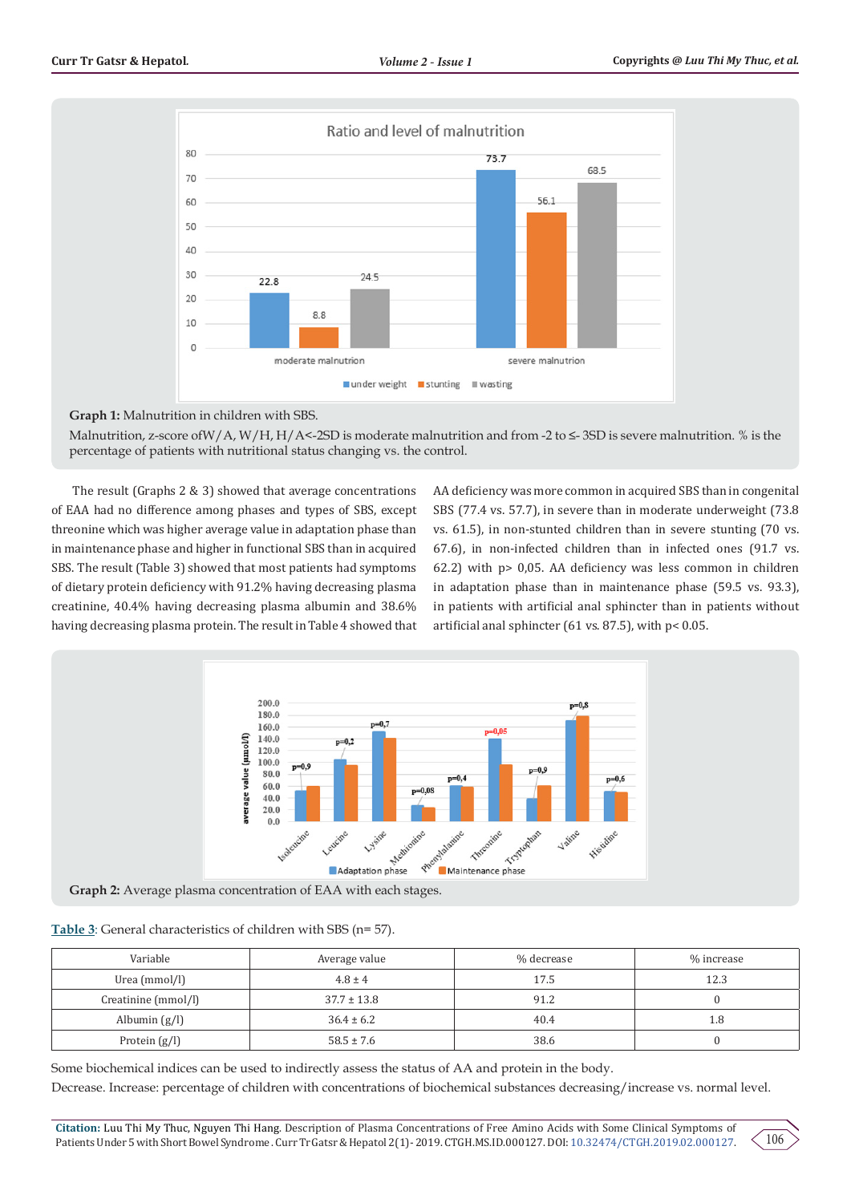**Graph 1:** Malnutrition in children with SBS.

Malnutrition, z-score ofW/A, W/H, H/A<-2SD is moderate malnutrition and from -2 to ≤- 3SD is severe malnutrition. % is the percentage of patients with nutritional status changing vs. the control.

The result (Graphs 2 & 3) showed that average concentrations of EAA had no difference among phases and types of SBS, except threonine which was higher average value in adaptation phase than in maintenance phase and higher in functional SBS than in acquired SBS. The result (Table 3) showed that most patients had symptoms of dietary protein deficiency with 91.2% having decreasing plasma creatinine, 40.4% having decreasing plasma albumin and 38.6% having decreasing plasma protein. The result in Table 4 showed that AA deficiency was more common in acquired SBS than in congenital SBS (77.4 vs. 57.7), in severe than in moderate underweight (73.8 vs. 61.5), in non-stunted children than in severe stunting (70 vs. 67.6), in non-infected children than in infected ones (91.7 vs. 62.2) with p> 0,05. AA deficiency was less common in children in adaptation phase than in maintenance phase (59.5 vs. 93.3), in patients with artificial anal sphincter than in patients without artificial anal sphincter (61 vs. 87.5), with p< 0.05.

**Graph 2:** Average plasma concentration of EAA with each stages.

Table 3: General characteristics of children with SBS (n= 57).

| Variable | Average value | % decrease | % increase |
|---|---|---|---|
| Urea (mmol/l) | 4.8 ± 4 | 17.5 | 12.3 |
| Creatinine (mmol/l) | 37.7 ± 13.8 | 91.2 | 0 |
| Albumin (g/l) | 36.4 ± 6.2 | 40.4 | 1.8 |
| Protein (g/l) | 58.5 ± 7.6 | 38.6 | 0 |

Some biochemical indices can be used to indirectly assess the status of AA and protein in the body.

Decrease. Increase: percentage of children with concentrations of biochemical substances decreasing/increase vs. normal level.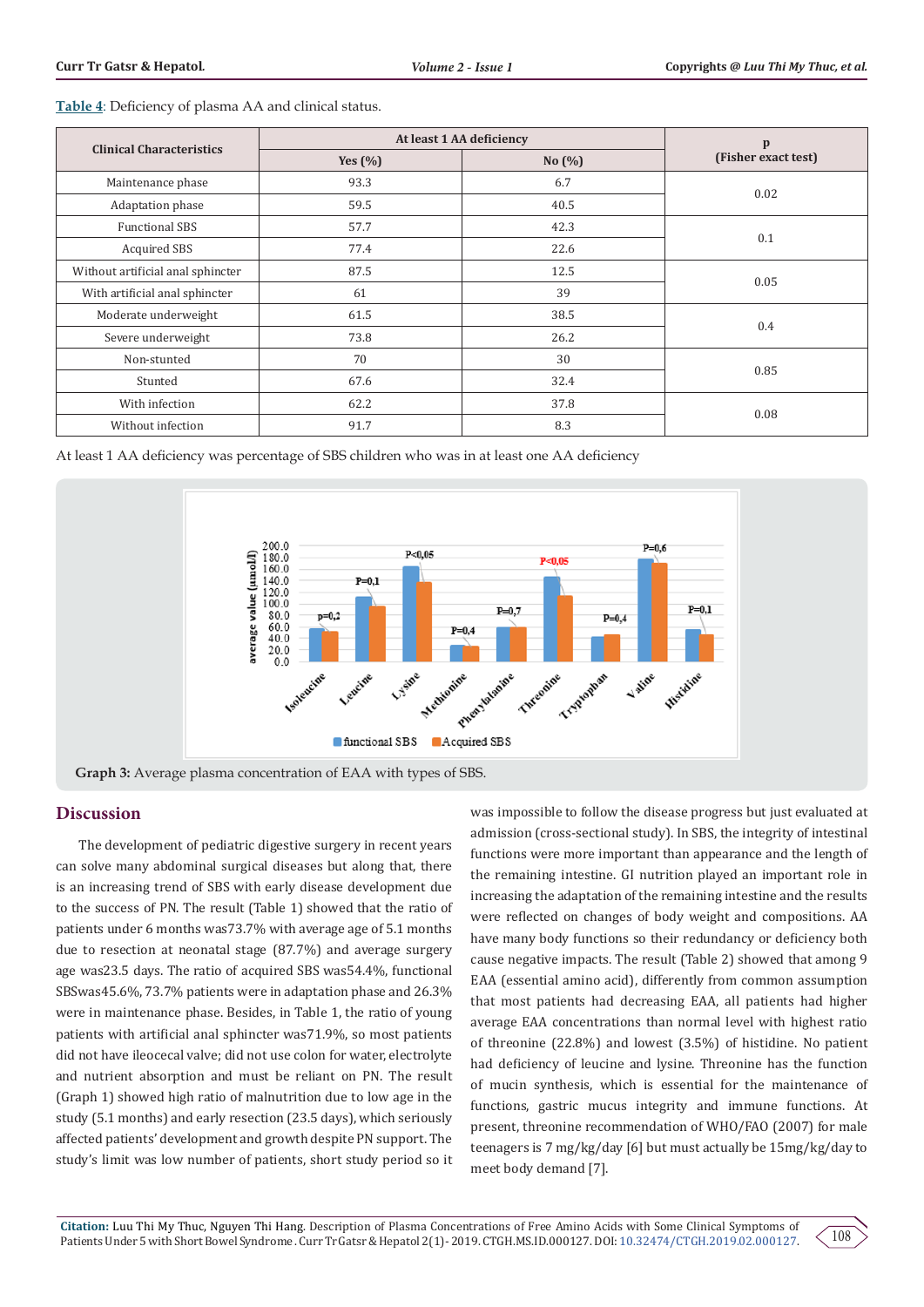Table 4: Deficiency of plasma AA and clinical status.

| Clinical Characteristics | At least 1 AA deficiency | | p (Fisher exact test) |
|---|---|---|---|
| | Yes (%) | No (%) | |
| Maintenance phase | 93.3 | 6.7 | 0.02 |
| Adaptation phase | 59.5 | 40.5 | |
| Functional SBS | 57.7 | 42.3 | 0.1 |
| Acquired SBS | 77.4 | 22.6 | |
| Without artificial anal sphincter | 87.5 | 12.5 | 0.05 |
| With artificial anal sphincter | 61 | 39 | |
| Moderate underweight | 61.5 | 38.5 | 0.4 |
| Severe underweight | 73.8 | 26.2 | |
| Non-stunted | 70 | 30 | 0.85 |
| Stunted | 67.6 | 32.4 | |
| With infection | 62.2 | 37.8 | 0.08 |
| Without infection | 91.7 | 8.3 | |

At least 1 AA deficiency was percentage of SBS children who was in at least one AA deficiency

**Graph 3:** Average plasma concentration of EAA with types of SBS.

## Discussion

The development of pediatric digestive surgery in recent years can solve many abdominal surgical diseases but along that, there is an increasing trend of SBS with early disease development due to the success of PN. The result (Table 1) showed that the ratio of patients under 6 months was73.7% with average age of 5.1 months due to resection at neonatal stage (87.7%) and average surgery age was23.5 days. The ratio of acquired SBS was54.4%, functional SBSwas45.6%, 73.7% patients were in adaptation phase and 26.3% were in maintenance phase. Besides, in Table 1, the ratio of young patients with artificial anal sphincter was71.9%, so most patients did not have ileocecal valve; did not use colon for water, electrolyte and nutrient absorption and must be reliant on PN. The result (Graph 1) showed high ratio of malnutrition due to low age in the study (5.1 months) and early resection (23.5 days), which seriously affected patients' development and growth despite PN support. The study's limit was low number of patients, short study period so it was impossible to follow the disease progress but just evaluated at admission (cross-sectional study). In SBS, the integrity of intestinal functions were more important than appearance and the length of the remaining intestine. GI nutrition played an important role in increasing the adaptation of the remaining intestine and the results were reflected on changes of body weight and compositions. AA have many body functions so their redundancy or deficiency both cause negative impacts. The result (Table 2) showed that among 9 EAA (essential amino acid), differently from common assumption that most patients had decreasing EAA, all patients had higher average EAA concentrations than normal level with highest ratio of threonine (22.8%) and lowest (3.5%) of histidine. No patient had deficiency of leucine and lysine. Threonine has the function of mucin synthesis, which is essential for the maintenance of functions, gastric mucus integrity and immune functions. At present, threonine recommendation of WHO/FAO (2007) for male teenagers is 7 mg/kg/day [6] but must actually be 15mg/kg/day to meet body demand [7].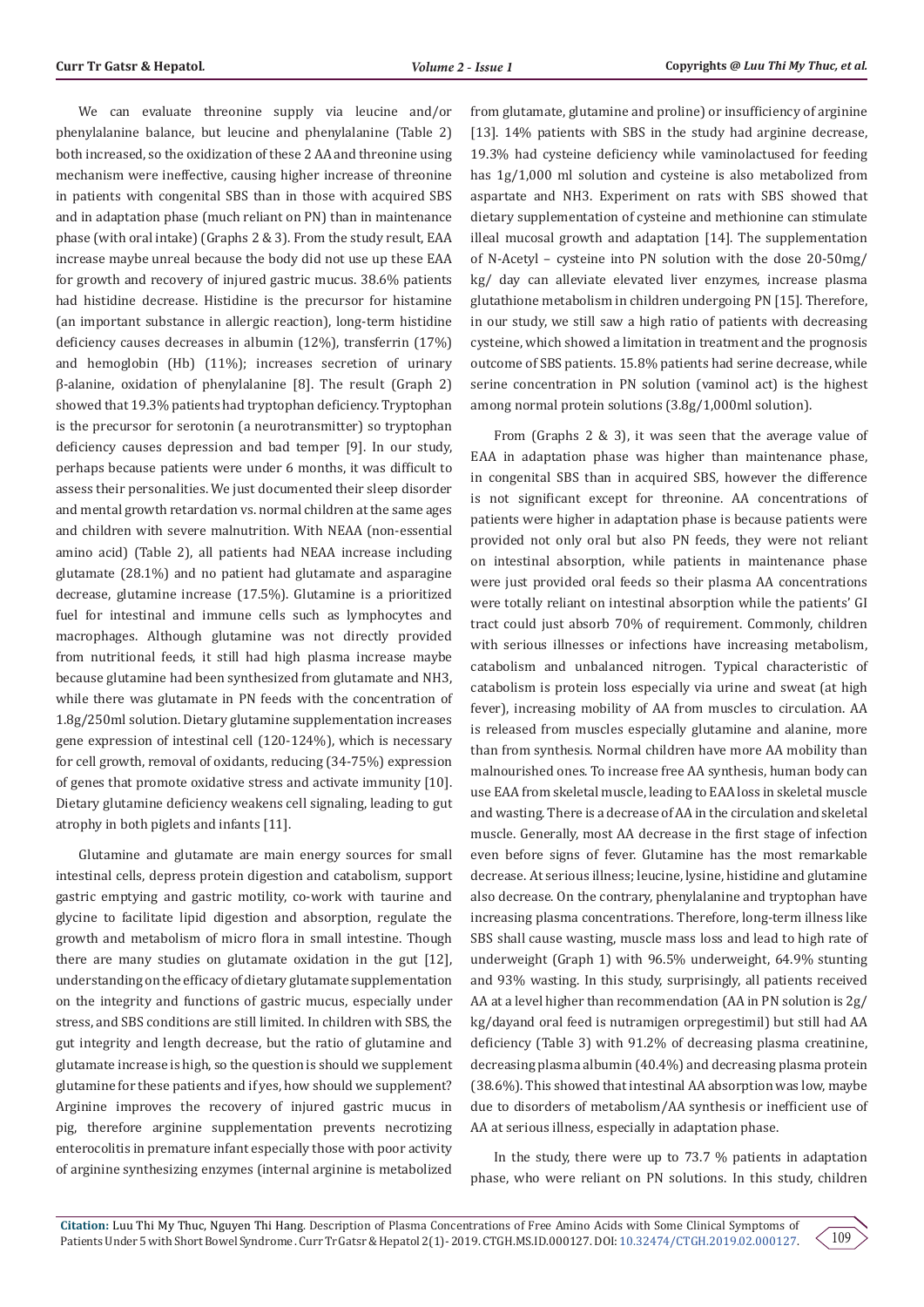We can evaluate threonine supply via leucine and/or phenylalanine balance, but leucine and phenylalanine (Table 2) both increased, so the oxidization of these 2 AA and threonine using mechanism were ineffective, causing higher increase of threonine in patients with congenital SBS than in those with acquired SBS and in adaptation phase (much reliant on PN) than in maintenance phase (with oral intake) (Graphs 2 & 3). From the study result, EAA increase maybe unreal because the body did not use up these EAA for growth and recovery of injured gastric mucus. 38.6% patients had histidine decrease. Histidine is the precursor for histamine (an important substance in allergic reaction), long-term histidine deficiency causes decreases in albumin (12%), transferrin (17%) and hemoglobin (Hb) (11%); increases secretion of urinary β-alanine, oxidation of phenylalanine [8]. The result (Graph 2) showed that 19.3% patients had tryptophan deficiency. Tryptophan is the precursor for serotonin (a neurotransmitter) so tryptophan deficiency causes depression and bad temper [9]. In our study, perhaps because patients were under 6 months, it was difficult to assess their personalities. We just documented their sleep disorder and mental growth retardation vs. normal children at the same ages and children with severe malnutrition. With NEAA (non-essential amino acid) (Table 2), all patients had NEAA increase including glutamate (28.1%) and no patient had glutamate and asparagine decrease, glutamine increase (17.5%). Glutamine is a prioritized fuel for intestinal and immune cells such as lymphocytes and macrophages. Although glutamine was not directly provided from nutritional feeds, it still had high plasma increase maybe because glutamine had been synthesized from glutamate and $NH_3$, while there was glutamate in PN feeds with the concentration of 1.8g/250ml solution. Dietary glutamine supplementation increases gene expression of intestinal cell (120-124%), which is necessary for cell growth, removal of oxidants, reducing (34-75%) expression of genes that promote oxidative stress and activate immunity [10]. Dietary glutamine deficiency weakens cell signaling, leading to gut atrophy in both piglets and infants [11].

Glutamine and glutamate are main energy sources for small intestinal cells, depress protein digestion and catabolism, support gastric emptying and gastric motility, co-work with taurine and glycine to facilitate lipid digestion and absorption, regulate the growth and metabolism of micro flora in small intestine. Though there are many studies on glutamate oxidation in the gut [12], understanding on the efficacy of dietary glutamate supplementation on the integrity and functions of gastric mucus, especially under stress, and SBS conditions are still limited. In children with SBS, the gut integrity and length decrease, but the ratio of glutamine and glutamate increase is high, so the question is should we supplement glutamine for these patients and if yes, how should we supplement? Arginine improves the recovery of injured gastric mucus in pig, therefore arginine supplementation prevents necrotizing enterocolitis in premature infant especially those with poor activity of arginine synthesizing enzymes (internal arginine is metabolized from glutamate, glutamine and proline) or insufficiency of arginine [13]. 14% patients with SBS in the study had arginine decrease, 19.3% had cysteine deficiency while vaminolactused for feeding has 1g/1,000 ml solution and cysteine is also metabolized from aspartate and $NH_3$. Experiment on rats with SBS showed that dietary supplementation of cysteine and methionine can stimulate ileal mucosal growth and adaptation [14]. The supplementation of N-Acetyl – cysteine into PN solution with the dose 20-50mg/ kg/ day can alleviate elevated liver enzymes, increase plasma glutathione metabolism in children undergoing PN [15]. Therefore, in our study, we still saw a high ratio of patients with decreasing cysteine, which showed a limitation in treatment and the prognosis outcome of SBS patients. 15.8% patients had serine decrease, while serine concentration in PN solution (vaminol act) is the highest among normal protein solutions (3.8g/1,000ml solution).

From (Graphs 2 & 3), it was seen that the average value of EAA in adaptation phase was higher than maintenance phase, in congenital SBS than in acquired SBS, however the difference is not significant except for threonine. AA concentrations of patients were higher in adaptation phase is because patients were provided not only oral but also PN feeds, they were not reliant on intestinal absorption, while patients in maintenance phase were just provided oral feeds so their plasma AA concentrations were totally reliant on intestinal absorption while the patients' GI tract could just absorb 70% of requirement. Commonly, children with serious illnesses or infections have increasing metabolism, catabolism and unbalanced nitrogen. Typical characteristic of catabolism is protein loss especially via urine and sweat (at high fever), increasing mobility of AA from muscles to circulation. AA is released from muscles especially glutamine and alanine, more than from synthesis. Normal children have more AA mobility than malnourished ones. To increase free AA synthesis, human body can use EAA from skeletal muscle, leading to EAA loss in skeletal muscle and wasting. There is a decrease of AA in the circulation and skeletal muscle. Generally, most AA decrease in the first stage of infection even before signs of fever. Glutamine has the most remarkable decrease. At serious illness; leucine, lysine, histidine and glutamine also decrease. On the contrary, phenylalanine and tryptophan have increasing plasma concentrations. Therefore, long-term illness like SBS shall cause wasting, muscle mass loss and lead to high rate of underweight (Graph 1) with 96.5% underweight, 64.9% stunting and 93% wasting. In this study, surprisingly, all patients received AA at a level higher than recommendation (AA in PN solution is 2g/ kg/dayand oral feed is nutramigen orpregestimil) but still had AA deficiency (Table 3) with 91.2% of decreasing plasma creatinine, decreasing plasma albumin (40.4%) and decreasing plasma protein (38.6%). This showed that intestinal AA absorption was low, maybe due to disorders of metabolism/AA synthesis or inefficient use of AA at serious illness, especially in adaptation phase.

In the study, there were up to 73.7 % patients in adaptation phase, who were reliant on PN solutions. In this study, children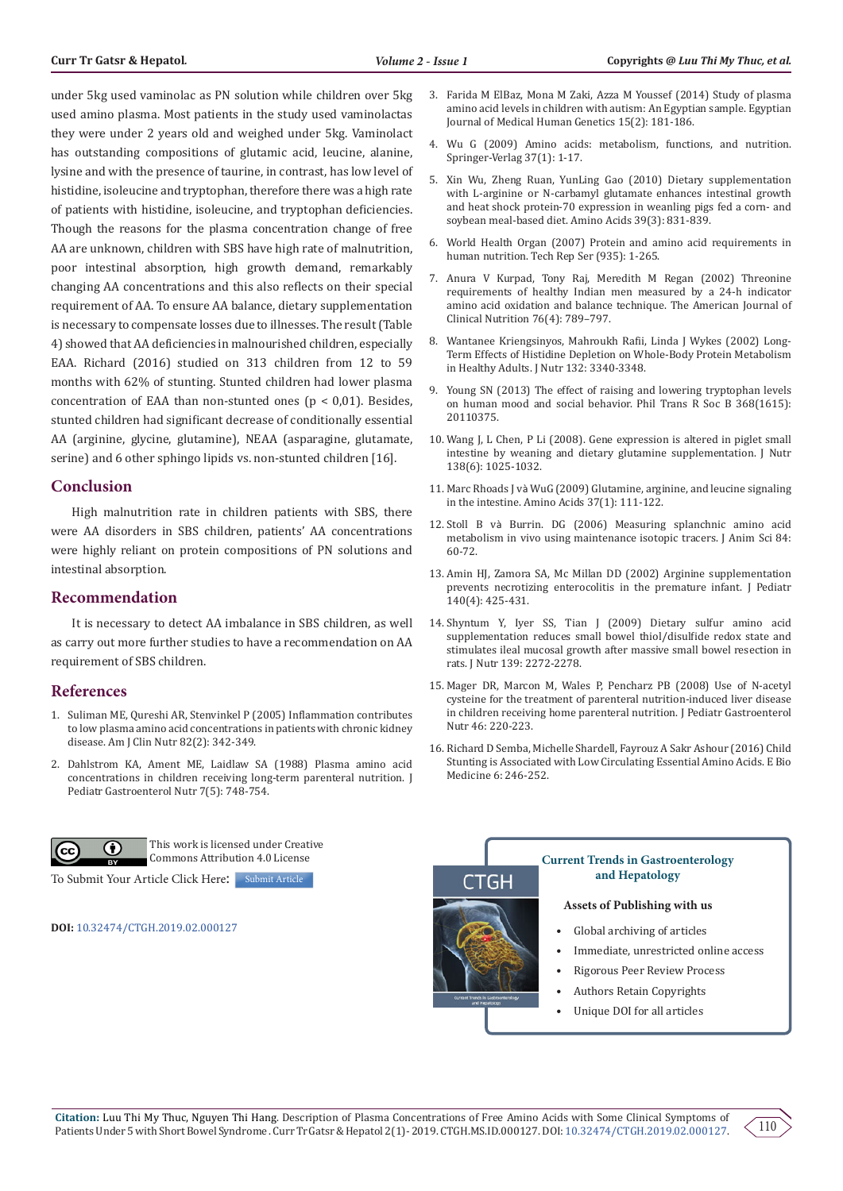under 5kg used vaminolac as PN solution while children over 5kg used amino plasma. Most patients in the study used vaminolactas they were under 2 years old and weighed under 5kg. Vaminolact has outstanding compositions of glutamic acid, leucine, alanine, lysine and with the presence of taurine, in contrast, has low level of histidine, isoleucine and tryptophan, therefore there was a high rate of patients with histidine, isoleucine, and tryptophan deficiencies. Though the reasons for the plasma concentration change of free AA are unknown, children with SBS have high rate of malnutrition, poor intestinal absorption, high growth demand, remarkably changing AA concentrations and this also reflects on their special requirement of AA. To ensure AA balance, dietary supplementation is necessary to compensate losses due to illnesses. The result (Table 4) showed that AA deficiencies in malnourished children, especially EAA. Richard (2016) studied on 313 children from 12 to 59 months with 62% of stunting. Stunted children had lower plasma concentration of EAA than non-stunted ones ($p < 0{,}01$). Besides, stunted children had significant decrease of conditionally essential AA (arginine, glycine, glutamine), NEAA (asparagine, glutamate, serine) and 6 other sphingo lipids vs. non-stunted children [16].

## Conclusion

High malnutrition rate in children patients with SBS, there were AA disorders in SBS children, patients' AA concentrations were highly reliant on protein compositions of PN solutions and intestinal absorption.

## Recommendation

It is necessary to detect AA imbalance in SBS children, as well as carry out more further studies to have a recommendation on AA requirement of SBS children.

## References

1. Suliman ME, Qureshi AR, Stenvinkel P (2005) Inflammation contributes to low plasma amino acid concentrations in patients with chronic kidney disease. Am J Clin Nutr 82(2): 342-349.
2. Dahlstrom KA, Ament ME, Laidlaw SA (1988) Plasma amino acid concentrations in children receiving long-term parenteral nutrition. J Pediatr Gastroenterol Nutr 7(5): 748-754.
3. Farida M ElBaz, Mona M Zaki, Azza M Youssef (2014) Study of plasma amino acid levels in children with autism: An Egyptian sample. Egyptian Journal of Medical Human Genetics 15(2): 181-186.
4. Wu G (2009) Amino acids: metabolism, functions, and nutrition. Springer-Verlag 37(1): 1-17.
5. Xin Wu, Zheng Ruan, YunLing Gao (2010) Dietary supplementation with L-arginine or N-carbamyl glutamate enhances intestinal growth and heat shock protein-70 expression in weanling pigs fed a corn- and soybean meal-based diet. Amino Acids 39(3): 831-839.
6. World Health Organ (2007) Protein and amino acid requirements in human nutrition. Tech Rep Ser (935): 1-265.
7. Anura V Kurpad, Tony Raj, Meredith M Regan (2002) Threonine requirements of healthy Indian men measured by a 24-h indicator amino acid oxidation and balance technique. The American Journal of Clinical Nutrition 76(4): 789–797.
8. Wantanee Kriengsinyos, Mahroukh Rafii, Linda J Wykes (2002) Long-Term Effects of Histidine Depletion on Whole-Body Protein Metabolism in Healthy Adults. J Nutr 132: 3340-3348.
9. Young SN (2013) The effect of raising and lowering tryptophan levels on human mood and social behavior. Phil Trans R Soc B 368(1615): 20110375.
10. Wang J, L Chen, P Li (2008). Gene expression is altered in piglet small intestine by weaning and dietary glutamine supplementation. J Nutr 138(6): 1025-1032.
11. Marc Rhoads J và WuG (2009) Glutamine, arginine, and leucine signaling in the intestine. Amino Acids 37(1): 111-122.
12. Stoll B và Burrin. DG (2006) Measuring splanchnic amino acid metabolism in vivo using maintenance isotopic tracers. J Anim Sci 84: 60-72.
13. Amin HJ, Zamora SA, Mc Millan DD (2002) Arginine supplementation prevents necrotizing enterocolitis in the premature infant. J Pediatr 140(4): 425-431.
14. Shyntum Y, Iyer SS, Tian J (2009) Dietary sulfur amino acid supplementation reduces small bowel thiol/disulfide redox state and stimulates ileal mucosal growth after massive small bowel resection in rats. J Nutr 139: 2272-2278.
15. Mager DR, Marcon M, Wales P, Pencharz PB (2008) Use of N-acetyl cysteine for the treatment of parenteral nutrition-induced liver disease in children receiving home parenteral nutrition. J Pediatr Gastroenterol Nutr 46: 220-223.
16. Richard D Semba, Michelle Shardell, Fayrouz A Sakr Ashour (2016) Child Stunting is Associated with Low Circulating Essential Amino Acids. E Bio Medicine 6: 246-252.

This work is licensed under Creative Commons Attribution 4.0 License

To Submit Your Article Click Here: Submit Article

**DOI:** 10.32474/CTGH.2019.02.000127

**Current Trends in Gastroenterology and Hepatology**

**Assets of Publishing with us**

- Global archiving of articles
- Immediate, unrestricted online access
- Rigorous Peer Review Process
- Authors Retain Copyrights
- Unique DOI for all articles

**Citation:** Luu Thi My Thuc, Nguyen Thi Hang. Description of Plasma Concentrations of Free Amino Acids with Some Clinical Symptoms of Patients Under 5 with Short Bowel Syndrome. Curr Tr Gatsr & Hepatol 2(1)- 2019. CTGH.MS.ID.000127. DOI: 10.32474/CTGH.2019.02.000127.